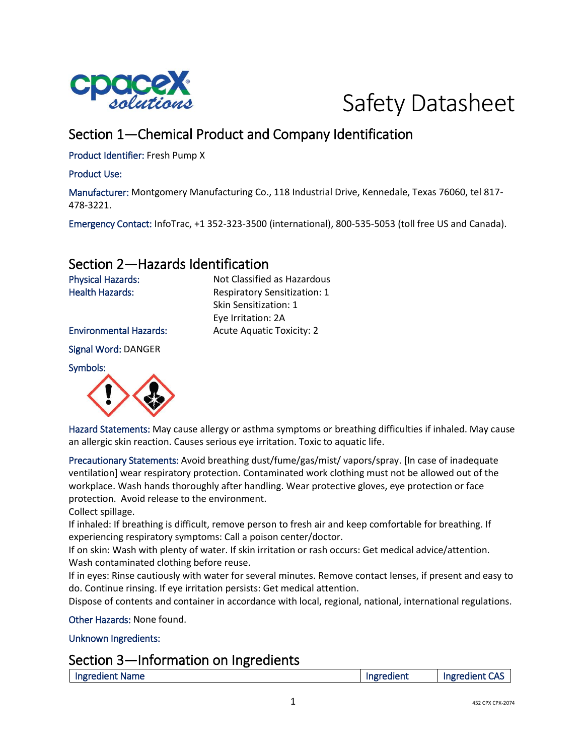# Safety Datasheet

## Section 1—Chemical Product and Company Identification

Product Identifier: Fresh Pump X

Product Use:

Manufacturer: Montgomery Manufacturing Co., 118 Industrial Drive, Kennedale, Texas 76060, tel 817-478-3221.

Emergency Contact: InfoTrac, +1 352-323-3500 (international), 800-535-5053 (toll free US and Canada).

## Section 2—Hazards Identification

| | |
|---|---|
| Physical Hazards: | Not Classified as Hazardous |
| Health Hazards: | Respiratory Sensitization: 1 |
| | Skin Sensitization: 1 |
| | Eye Irritation: 2A |
| Environmental Hazards: | Acute Aquatic Toxicity: 2 |

Signal Word: DANGER

Symbols:

Hazard Statements: May cause allergy or asthma symptoms or breathing difficulties if inhaled. May cause an allergic skin reaction. Causes serious eye irritation. Toxic to aquatic life.

Precautionary Statements: Avoid breathing dust/fume/gas/mist/ vapors/spray. [In case of inadequate ventilation] wear respiratory protection. Contaminated work clothing must not be allowed out of the workplace. Wash hands thoroughly after handling. Wear protective gloves, eye protection or face protection. Avoid release to the environment.
Collect spillage.
If inhaled: If breathing is difficult, remove person to fresh air and keep comfortable for breathing. If experiencing respiratory symptoms: Call a poison center/doctor.
If on skin: Wash with plenty of water. If skin irritation or rash occurs: Get medical advice/attention. Wash contaminated clothing before reuse.
If in eyes: Rinse cautiously with water for several minutes. Remove contact lenses, if present and easy to do. Continue rinsing. If eye irritation persists: Get medical attention.
Dispose of contents and container in accordance with local, regional, national, international regulations.

Other Hazards: None found.

Unknown Ingredients:

## Section 3—Information on Ingredients

| Ingredient Name | Ingredient | Ingredient CAS |
|---|---|---|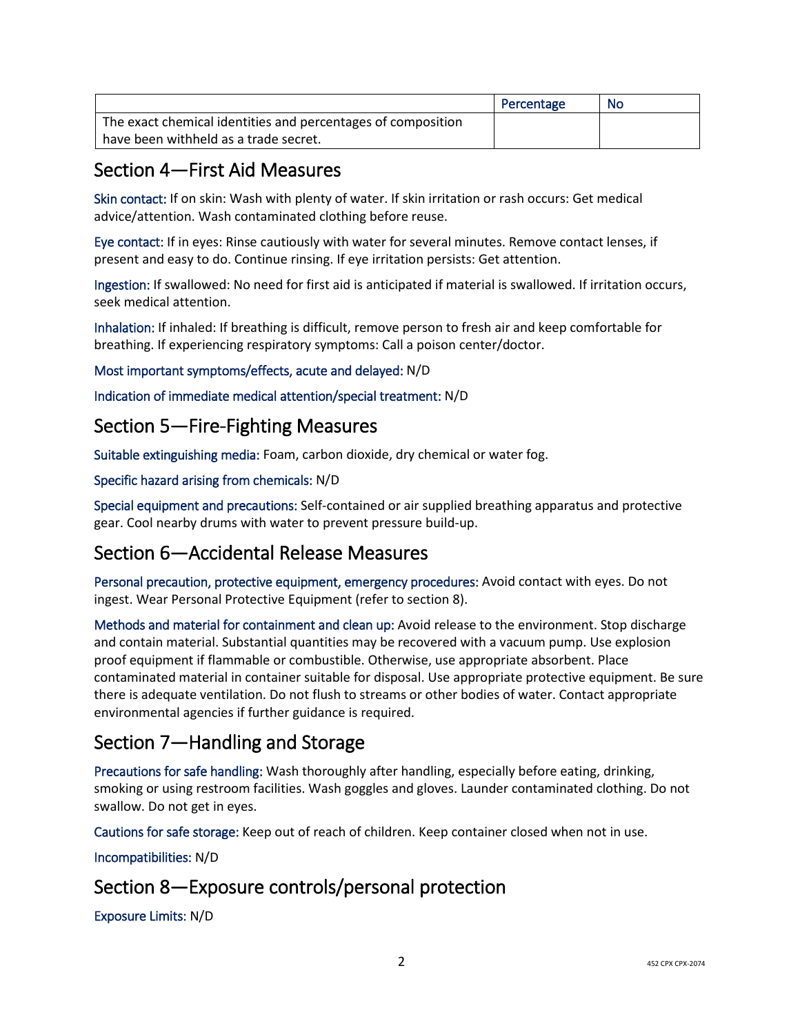| | Percentage | No |
|---|---|---|
| The exact chemical identities and percentages of composition have been withheld as a trade secret. | | |

## Section 4—First Aid Measures

Skin contact: If on skin: Wash with plenty of water. If skin irritation or rash occurs: Get medical advice/attention. Wash contaminated clothing before reuse.

Eye contact: If in eyes: Rinse cautiously with water for several minutes. Remove contact lenses, if present and easy to do. Continue rinsing. If eye irritation persists: Get attention.

Ingestion: If swallowed: No need for first aid is anticipated if material is swallowed. If irritation occurs, seek medical attention.

Inhalation: If inhaled: If breathing is difficult, remove person to fresh air and keep comfortable for breathing. If experiencing respiratory symptoms: Call a poison center/doctor.

Most important symptoms/effects, acute and delayed: N/D

Indication of immediate medical attention/special treatment: N/D

## Section 5—Fire-Fighting Measures

Suitable extinguishing media: Foam, carbon dioxide, dry chemical or water fog.

Specific hazard arising from chemicals: N/D

Special equipment and precautions: Self-contained or air supplied breathing apparatus and protective gear. Cool nearby drums with water to prevent pressure build-up.

## Section 6—Accidental Release Measures

Personal precaution, protective equipment, emergency procedures: Avoid contact with eyes. Do not ingest. Wear Personal Protective Equipment (refer to section 8).

Methods and material for containment and clean up: Avoid release to the environment. Stop discharge and contain material. Substantial quantities may be recovered with a vacuum pump. Use explosion proof equipment if flammable or combustible. Otherwise, use appropriate absorbent. Place contaminated material in container suitable for disposal. Use appropriate protective equipment. Be sure there is adequate ventilation. Do not flush to streams or other bodies of water. Contact appropriate environmental agencies if further guidance is required.

## Section 7—Handling and Storage

Precautions for safe handling: Wash thoroughly after handling, especially before eating, drinking, smoking or using restroom facilities. Wash goggles and gloves. Launder contaminated clothing. Do not swallow. Do not get in eyes.

Cautions for safe storage: Keep out of reach of children. Keep container closed when not in use.

Incompatibilities: N/D

## Section 8—Exposure controls/personal protection

Exposure Limits: N/D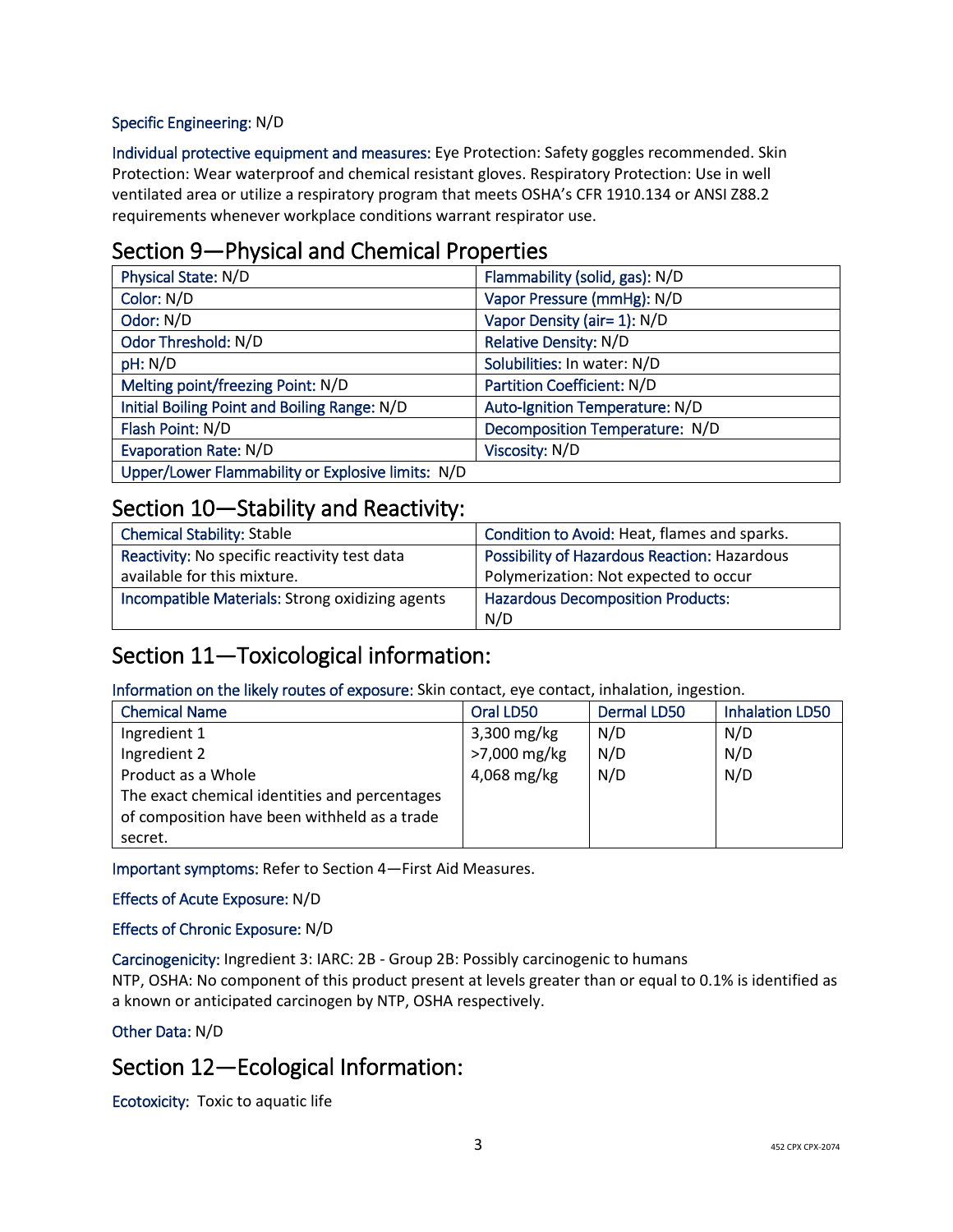Specific Engineering: N/D

Individual protective equipment and measures: Eye Protection: Safety goggles recommended. Skin Protection: Wear waterproof and chemical resistant gloves. Respiratory Protection: Use in well ventilated area or utilize a respiratory program that meets OSHA's CFR 1910.134 or ANSI Z88.2 requirements whenever workplace conditions warrant respirator use.

## Section 9—Physical and Chemical Properties

| | |
|---|---|
| Physical State: N/D | Flammability (solid, gas): N/D |
| Color: N/D | Vapor Pressure (mmHg): N/D |
| Odor: N/D | Vapor Density (air= 1): N/D |
| Odor Threshold: N/D | Relative Density: N/D |
| pH: N/D | Solubilities: In water: N/D |
| Melting point/freezing Point: N/D | Partition Coefficient: N/D |
| Initial Boiling Point and Boiling Range: N/D | Auto-Ignition Temperature: N/D |
| Flash Point: N/D | Decomposition Temperature: N/D |
| Evaporation Rate: N/D | Viscosity: N/D |
| Upper/Lower Flammability or Explosive limits: N/D | |

## Section 10—Stability and Reactivity:

| | |
|---|---|
| Chemical Stability: Stable | Condition to Avoid: Heat, flames and sparks. |
| Reactivity: No specific reactivity test data available for this mixture. | Possibility of Hazardous Reaction: Hazardous Polymerization: Not expected to occur |
| Incompatible Materials: Strong oxidizing agents | Hazardous Decomposition Products: N/D |

## Section 11—Toxicological information:

Information on the likely routes of exposure: Skin contact, eye contact, inhalation, ingestion.

| Chemical Name | Oral LD50 | Dermal LD50 | Inhalation LD50 |
|---|---|---|---|
| Ingredient 1 | 3,300 mg/kg | N/D | N/D |
| Ingredient 2 | >7,000 mg/kg | N/D | N/D |
| Product as a Whole | 4,068 mg/kg | N/D | N/D |
| The exact chemical identities and percentages of composition have been withheld as a trade secret. | | | |

Important symptoms: Refer to Section 4—First Aid Measures.

Effects of Acute Exposure: N/D

Effects of Chronic Exposure: N/D

Carcinogenicity: Ingredient 3: IARC: 2B - Group 2B: Possibly carcinogenic to humans
NTP, OSHA: No component of this product present at levels greater than or equal to 0.1% is identified as a known or anticipated carcinogen by NTP, OSHA respectively.

Other Data: N/D

## Section 12—Ecological Information:

Ecotoxicity: Toxic to aquatic life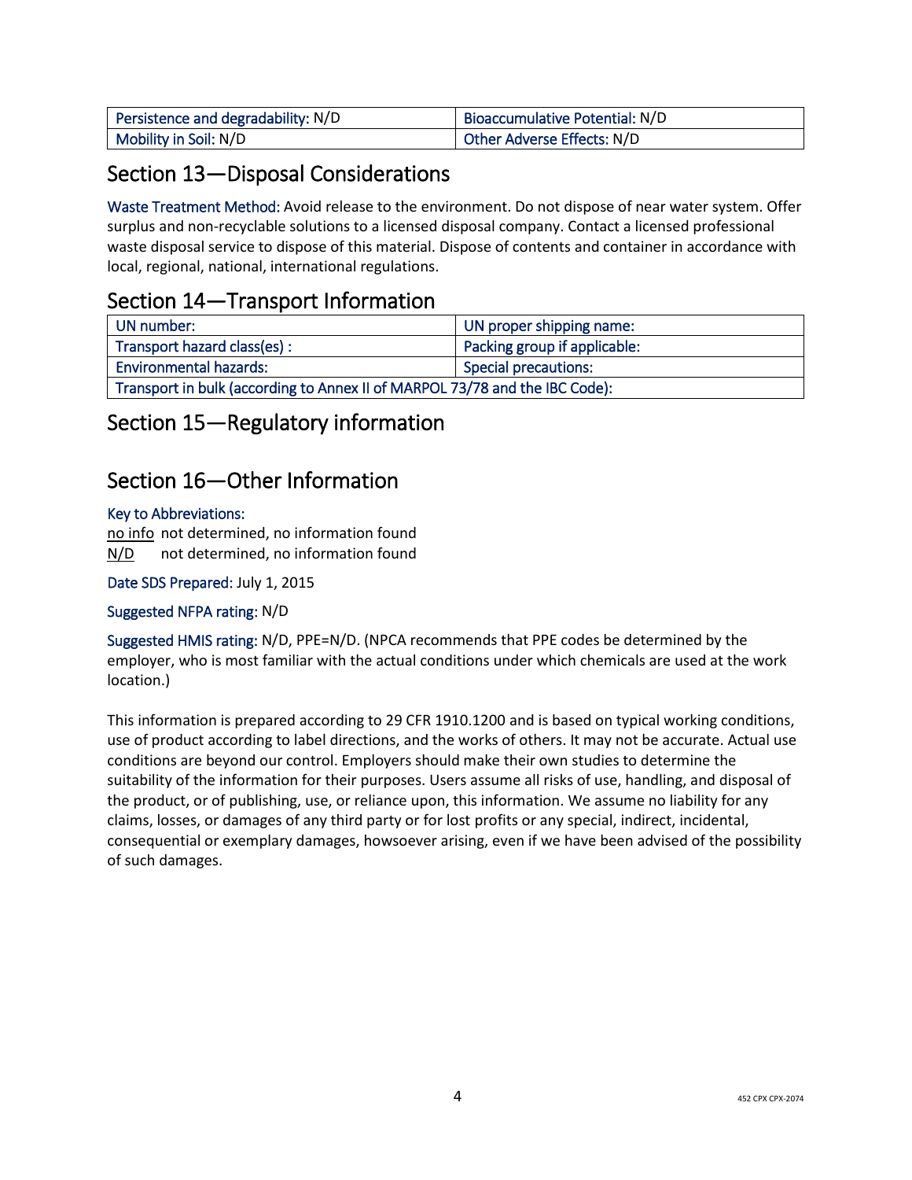| | |
|---|---|
| Persistence and degradability: N/D | Bioaccumulative Potential: N/D |
| Mobility in Soil: N/D | Other Adverse Effects: N/D |

## Section 13—Disposal Considerations

Waste Treatment Method: Avoid release to the environment. Do not dispose of near water system. Offer surplus and non-recyclable solutions to a licensed disposal company. Contact a licensed professional waste disposal service to dispose of this material. Dispose of contents and container in accordance with local, regional, national, international regulations.

## Section 14—Transport Information

| | |
|---|---|
| UN number: | UN proper shipping name: |
| Transport hazard class(es) : | Packing group if applicable: |
| Environmental hazards: | Special precautions: |
| Transport in bulk (according to Annex II of MARPOL 73/78 and the IBC Code): | |

## Section 15—Regulatory information

## Section 16—Other Information

Key to Abbreviations:

no info not determined, no information found

N/D not determined, no information found

Date SDS Prepared: July 1, 2015

Suggested NFPA rating: N/D

Suggested HMIS rating: N/D, PPE=N/D. (NPCA recommends that PPE codes be determined by the employer, who is most familiar with the actual conditions under which chemicals are used at the work location.)

This information is prepared according to 29 CFR 1910.1200 and is based on typical working conditions, use of product according to label directions, and the works of others. It may not be accurate. Actual use conditions are beyond our control. Employers should make their own studies to determine the suitability of the information for their purposes. Users assume all risks of use, handling, and disposal of the product, or of publishing, use, or reliance upon, this information. We assume no liability for any claims, losses, or damages of any third party or for lost profits or any special, indirect, incidental, consequential or exemplary damages, howsoever arising, even if we have been advised of the possibility of such damages.

452 CPX CPX-2074